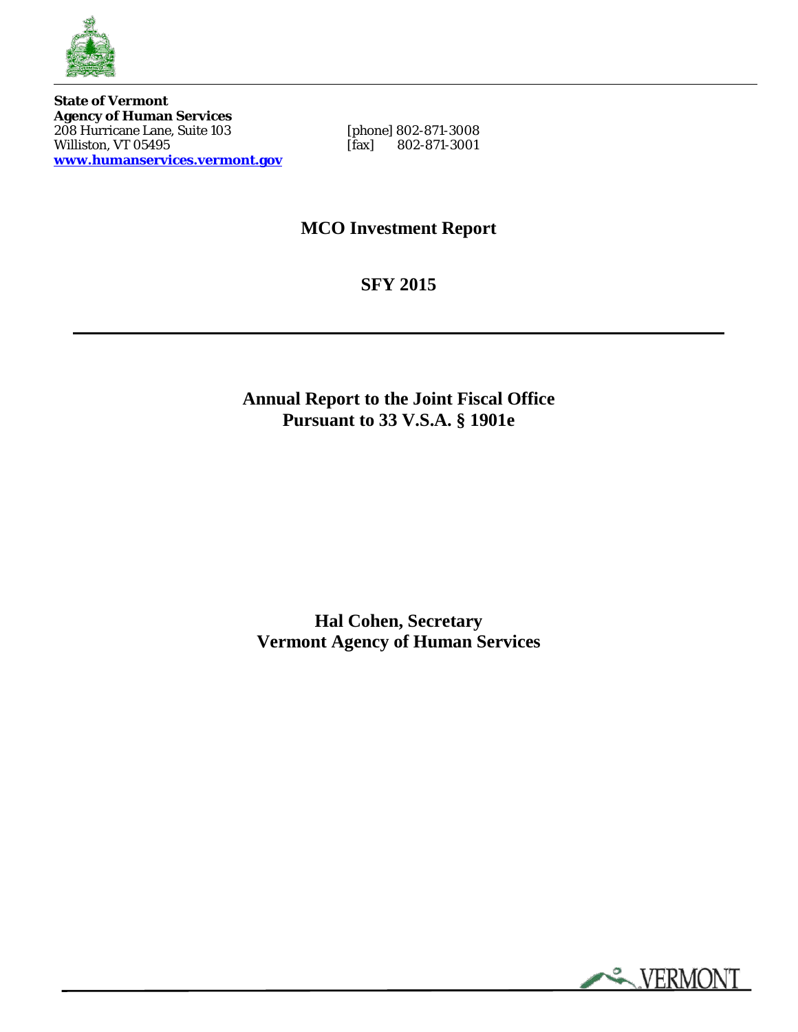**State of Vermont**
**Agency of Human Services**
208 Hurricane Lane, Suite 103
Williston, VT 05495
**[www.humanservices.vermont.gov](http://www.humanservices.vermont.gov)**

[phone] 802-871-3008
[fax] 802-871-3001

# MCO Investment Report

## SFY 2015

---

## Annual Report to the Joint Fiscal Office
## Pursuant to 33 V.S.A. § 1901e

**Hal Cohen, Secretary**
**Vermont Agency of Human Services**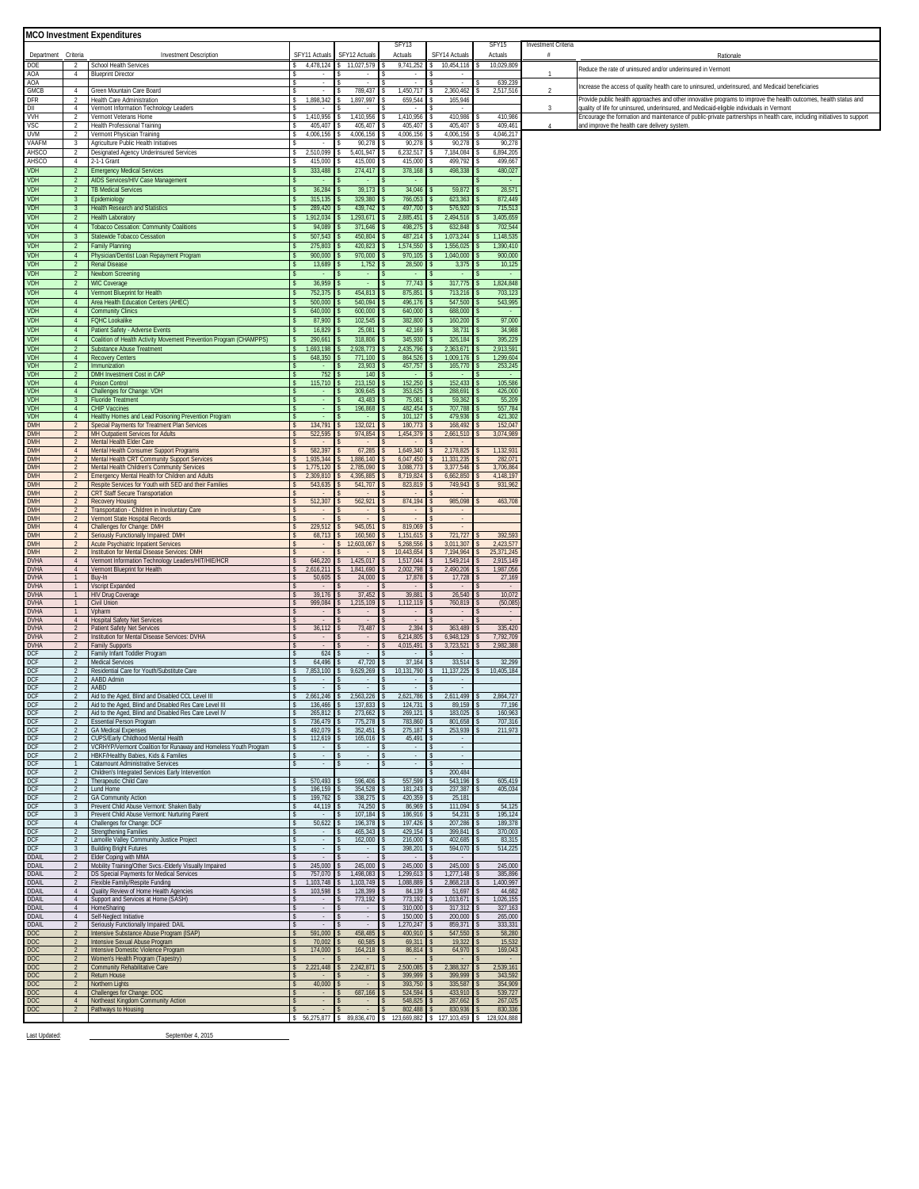## MCO Investment Expenditures

| Department | Criteria | Investment Description | SFY11 Actuals | SFY12 Actuals | SFY13 Actuals | SFY14 Actuals | SFY15 Actuals |
|---|---|---|---|---|---|---|---|
| DOE | 2 | School Health Services | $ 4,478,124 | $ 11,027,579 | $ 9,741,252 | $ 10,454,116 | $ 10,029,809 |
| AOA | 4 | Blueprint Director | $ - | $ - | $ - | $ - | |
| AOA | | | $ - | $ - | $ - | $ - | $ 639,239 |
| GMCB | 4 | Green Mountain Care Board | $ - | $ 789,437 | $ 1,450,717 | $ 2,360,462 | $ 2,517,516 |
| DFR | 2 | Health Care Administration | $ 1,898,342 | $ 1,897,997 | $ 659,544 | $ 165,946 | |
| DII | 4 | Vermont Information Technology Leaders | $ - | $ - | $ - | $ - | |
| VVH | 2 | Vermont Veterans Home | $ 1,410,956 | $ 1,410,956 | $ 1,410,956 | $ 410,986 | $ 410,986 |
| VSC | 2 | Health Professional Training | $ 405,407 | $ 405,407 | $ 405,407 | $ 405,407 | $ 409,461 |
| UVM | 2 | Vermont Physician Training | $ 4,006,156 | $ 4,006,156 | $ 4,006,156 | $ 4,006,156 | $ 4,046,217 |
| VAAFM | 3 | Agriculture Public Health Initiatives | $ - | $ 90,278 | $ 90,278 | $ 90,278 | $ 90,278 |
| AHSCO | 2 | Designated Agency Underinsured Services | $ 2,510,099 | $ 5,401,947 | $ 6,232,517 | $ 7,184,084 | $ 6,894,205 |
| AHSCO | 4 | 2-1-1 Grant | $ 415,000 | $ 415,000 | $ 415,000 | $ 499,792 | $ 499,667 |
| VDH | 2 | Emergency Medical Services | $ 333,488 | $ 274,417 | $ 378,168 | $ 498,338 | $ 480,027 |
| VDH | 2 | AIDS Services/HIV Case Management | $ - | $ - | $ - | | $ - |
| VDH | 2 | TB Medical Services | $ 36,284 | $ 39,173 | $ 34,046 | $ 59,872 | $ 28,571 |
| VDH | 3 | Epidemiology | $ 315,135 | $ 329,380 | $ 766,053 | $ 623,363 | $ 872,449 |
| VDH | 3 | Health Research and Statistics | $ 289,420 | $ 439,742 | $ 497,700 | $ 576,920 | $ 715,513 |
| VDH | 2 | Health Laboratory | $ 1,912,034 | $ 1,293,671 | $ 2,885,451 | $ 2,494,516 | $ 3,405,659 |
| VDH | 4 | Tobacco Cessation: Community Coalitions | $ 94,089 | $ 371,646 | $ 498,275 | $ 632,848 | $ 702,544 |
| VDH | 3 | Statewide Tobacco Cessation | $ 507,543 | $ 450,804 | $ 487,214 | $ 1,073,244 | $ 1,148,535 |
| VDH | 2 | Family Planning | $ 275,803 | $ 420,823 | $ 1,574,550 | $ 1,556,025 | $ 1,390,410 |
| VDH | 4 | Physician/Dentist Loan Repayment Program | $ 900,000 | $ 970,000 | $ 970,105 | $ 1,040,000 | $ 900,000 |
| VDH | 2 | Renal Disease | $ 13,689 | $ 1,752 | $ 28,500 | $ 3,375 | $ 10,125 |
| VDH | 2 | Newborn Screening | $ - | $ - | $ - | $ - | $ - |
| VDH | 2 | WIC Coverage | $ 36,959 | $ - | $ 77,743 | $ 317,775 | $ 1,824,848 |
| VDH | 4 | Vermont Blueprint for Health | $ 752,375 | $ 454,813 | $ 875,851 | $ 713,216 | $ 703,123 |
| VDH | 4 | Area Health Education Centers (AHEC) | $ 500,000 | $ 540,094 | $ 496,176 | $ 547,500 | $ 543,995 |
| VDH | 4 | Community Clinics | $ 640,000 | $ 600,000 | $ 640,000 | $ 688,000 | $ - |
| VDH | 4 | FQHC Lookalike | $ 87,900 | $ 102,545 | $ 382,800 | $ 160,200 | $ 97,000 |
| VDH | 4 | Patient Safety - Adverse Events | $ 16,829 | $ 25,081 | $ 42,169 | $ 38,731 | $ 34,988 |
| VDH | 4 | Coalition of Health Activity Movement Prevention Program (CHAMPPS) | $ 290,661 | $ 318,806 | $ 345,930 | $ 326,184 | $ 395,229 |
| VDH | 2 | Substance Abuse Treatment | $ 1,693,198 | $ 2,928,773 | $ 2,435,796 | $ 2,363,671 | $ 2,913,591 |
| VDH | 4 | Recovery Centers | $ 648,350 | $ 771,100 | $ 864,526 | $ 1,009,176 | $ 1,299,604 |
| VDH | 2 | Immunization | $ - | $ 23,903 | $ 457,757 | $ 165,770 | $ 253,245 |
| VDH | 2 | DMH Investment Cost in CAP | $ 752 | $ 140 | $ - | $ - | $ - |
| VDH | 4 | Poison Control | $ 115,710 | $ 213,150 | $ 152,250 | $ 152,433 | $ 105,586 |
| VDH | 4 | Challenges for Change: VDH | $ - | $ 309,645 | $ 353,625 | $ 288,691 | $ 426,000 |
| VDH | 3 | Fluoride Treatment | $ - | $ 43,483 | $ 75,081 | $ 59,362 | $ 55,209 |
| VDH | 4 | CHIP Vaccines | $ - | $ 196,868 | $ 482,454 | $ 707,788 | $ 557,784 |
| VDH | 4 | Healthy Homes and Lead Poisoning Prevention Program | $ - | $ - | $ 101,127 | $ 479,936 | $ 421,302 |
| DMH | 2 | Special Payments for Treatment Plan Services | $ 134,791 | $ 132,021 | $ 180,773 | $ 168,492 | $ 152,047 |
| DMH | 2 | MH Outpatient Services for Adults | $ 522,595 | $ 974,854 | $ 1,454,379 | $ 2,661,510 | $ 3,074,989 |
| DMH | 2 | Mental Health Elder Care | $ - | $ - | $ - | $ - | |
| DMH | 4 | Mental Health Consumer Support Programs | $ 582,397 | $ 67,285 | $ 1,649,340 | $ 2,178,825 | $ 1,132,931 |
| DMH | 2 | Mental Health CRT Community Support Services | $ 1,935,344 | $ 1,886,140 | $ 6,047,450 | $ 11,331,235 | $ 282,071 |
| DMH | 2 | Mental Health Children's Community Services | $ 1,775,120 | $ 2,785,090 | $ 3,088,773 | $ 3,377,546 | $ 3,706,864 |
| DMH | 2 | Emergency Mental Health for Children and Adults | $ 2,309,810 | $ 4,395,885 | $ 8,719,824 | $ 6,662,850 | $ 4,148,197 |
| DMH | 2 | Respite Services for Youth with SED and their Families | $ 543,635 | $ 541,707 | $ 823,819 | $ 749,943 | $ 931,962 |
| DMH | 2 | CRT Staff Secure Transportation | $ - | $ - | $ - | $ - | |
| DMH | 2 | Recovery Housing | $ 512,307 | $ 562,921 | $ 874,194 | $ 985,098 | $ 463,708 |
| DMH | 2 | Transportation - Children in Involuntary Care | $ - | $ - | $ - | $ - | |
| DMH | 2 | Vermont State Hospital Records | $ - | $ - | $ - | $ - | |
| DMH | 4 | Challenges for Change: DMH | $ 229,512 | $ 945,051 | $ 819,069 | $ - | |
| DMH | 2 | Seriously Functionally Impaired: DMH | $ 68,713 | $ 160,560 | $ 1,151,615 | $ 721,727 | $ 392,593 |
| DMH | 2 | Acute Psychiatric Inpatient Services | $ - | $ 12,603,067 | $ 5,268,556 | $ 3,011,307 | $ 2,423,577 |
| DMH | 2 | Institution for Mental Disease Services: DMH | $ - | $ - | $ 10,443,654 | $ 7,194,964 | $ 25,371,245 |
| DVHA | 4 | Vermont Information Technology Leaders/HIT/HIE/HCR | $ 646,220 | $ 1,425,017 | $ 1,517,044 | $ 1,549,214 | $ 2,915,149 |
| DVHA | 4 | Vermont Blueprint for Health | $ 2,616,211 | $ 1,841,690 | $ 2,002,798 | $ 2,490,206 | $ 1,987,056 |
| DVHA | 1 | Buy-In | $ 50,605 | $ 24,000 | $ 17,878 | $ 17,728 | $ 27,169 |
| DVHA | 1 | Vscript Expanded | $ - | $ - | $ - | $ - | $ - |
| DVHA | 1 | HIV Drug Coverage | $ 39,176 | $ 37,452 | $ 39,881 | $ 26,540 | $ 10,072 |
| DVHA | 1 | Civil Union | $ 999,084 | $ 1,215,109 | $ 1,112,119 | $ 760,819 | $ (50,085) |
| DVHA | 1 | Vpharm | $ - | $ - | $ - | $ - | $ - |
| DVHA | 4 | Hospital Safety Net Services | $ - | $ - | $ - | $ - | $ - |
| DVHA | 2 | Patient Safety Net Services | $ 36,112 | $ 73,487 | $ 2,394 | $ 363,489 | $ 335,420 |
| DVHA | 2 | Institution for Mental Disease Services: DVHA | $ - | $ - | $ 6,214,805 | $ 6,948,129 | $ 7,792,709 |
| DVHA | 2 | Family Supports | $ - | $ - | $ 4,015,491 | $ 3,723,521 | $ 2,982,388 |
| DCF | 2 | Family Infant Toddler Program | $ 624 | $ - | $ - | $ - | |
| DCF | 2 | Medical Services | $ 64,496 | $ 47,720 | $ 37,164 | $ 33,514 | $ 32,299 |
| DCF | 2 | Residential Care for Youth/Substitute Care | $ 7,853,100 | $ 9,629,269 | $ 10,131,790 | $ 11,137,225 | $ 10,405,184 |
| DCF | 2 | AABD Admin | $ - | $ - | $ - | $ - | |
| DCF | 2 | AABD | $ - | $ - | $ - | $ - | |
| DCF | 2 | Aid to the Aged, Blind and Disabled CCL Level III | $ 2,661,246 | $ 2,563,226 | $ 2,621,786 | $ 2,611,499 | $ 2,864,727 |
| DCF | 2 | Aid to the Aged, Blind and Disabled Res Care Level III | $ 136,466 | $ 137,833 | $ 124,731 | $ 89,159 | $ 77,196 |
| DCF | 2 | Aid to the Aged, Blind and Disabled Res Care Level IV | $ 265,812 | $ 273,662 | $ 269,121 | $ 183,025 | $ 160,963 |
| DCF | 2 | Essential Person Program | $ 736,479 | $ 775,278 | $ 783,860 | $ 801,658 | $ 707,316 |
| DCF | 2 | GA Medical Expenses | $ 492,079 | $ 352,451 | $ 275,187 | $ 253,939 | $ 211,973 |
| DCF | 2 | CUPS/Early Childhood Mental Health | $ 112,619 | $ 165,016 | $ 45,491 | $ - | |
| DCF | 2 | VCRHYP/Vermont Coalition for Runaway and Homeless Youth Program | $ - | $ - | $ - | $ - | |
| DCF | 2 | HBKF/Healthy Babies, Kids & Families | $ - | $ - | $ - | $ - | |
| DCF | 1 | Catamount Administrative Services | $ - | $ - | $ - | $ - | |
| DCF | 2 | Children's Integrated Services Early Intervention | | | | $ 200,484 | |
| DCF | 2 | Therapeutic Child Care | $ 570,493 | $ 596,406 | $ 557,599 | $ 543,196 | $ 605,419 |
| DCF | 2 | Lund Home | $ 196,159 | $ 354,528 | $ 181,243 | $ 237,387 | $ 405,034 |
| DCF | 2 | GA Community Action | $ 199,762 | $ 338,275 | $ 420,359 | $ 25,181 | |
| DCF | 3 | Prevent Child Abuse Vermont: Shaken Baby | $ 44,119 | $ 74,250 | $ 86,969 | $ 111,094 | $ 54,125 |
| DCF | 3 | Prevent Child Abuse Vermont: Nurturing Parent | $ - | $ 107,184 | $ 186,916 | $ 54,231 | $ 195,124 |
| DCF | 4 | Challenges for Change: DCF | $ 50,622 | $ 196,378 | $ 197,426 | $ 207,286 | $ 189,378 |
| DCF | 2 | Strengthening Families | $ - | $ 465,343 | $ 429,154 | $ 399,841 | $ 370,003 |
| DCF | 2 | Lamoille Valley Community Justice Project | $ - | $ 162,000 | $ 216,000 | $ 402,685 | $ 83,315 |
| DCF | 3 | Building Bright Futures | $ - | $ - | $ 398,201 | $ 594,070 | $ 514,225 |
| DDAIL | 2 | Elder Coping with MMA | $ - | $ - | $ - | $ - | |
| DDAIL | 2 | Mobility Training/Other Svcs.-Elderly Visually Impaired | $ 245,000 | $ 245,000 | $ 245,000 | $ 245,000 | $ 245,000 |
| DDAIL | 2 | DS Special Payments for Medical Services | $ 757,070 | $ 1,498,083 | $ 1,299,613 | $ 1,277,148 | $ 385,896 |
| DDAIL | 2 | Flexible Family/Respite Funding | $ 1,103,748 | $ 1,103,749 | $ 1,088,889 | $ 2,868,218 | $ 1,400,997 |
| DDAIL | 4 | Quality Review of Home Health Agencies | $ 103,598 | $ 128,399 | $ 84,139 | $ 51,697 | $ 44,682 |
| DDAIL | 4 | Support and Services at Home (SASH) | $ - | $ 773,192 | $ 773,192 | $ 1,013,671 | $ 1,026,155 |
| DDAIL | 4 | HomeSharing | $ - | $ - | $ 310,000 | $ 317,312 | $ 327,163 |
| DDAIL | 4 | Self-Neglect Initiative | $ - | $ - | $ 150,000 | $ 200,000 | $ 265,000 |
| DDAIL | 2 | Seriously Functionally Impaired: DAIL | $ - | $ - | $ 1,270,247 | $ 859,371 | $ 333,331 |
| DOC | 2 | Intensive Substance Abuse Program (ISAP) | $ 591,000 | $ 458,485 | $ 400,910 | $ 547,550 | $ 58,280 |
| DOC | 2 | Intensive Sexual Abuse Program | $ 70,002 | $ 60,585 | $ 69,311 | $ 19,322 | $ 15,532 |
| DOC | 2 | Intensive Domestic Violence Program | $ 174,000 | $ 164,218 | $ 86,814 | $ 64,970 | $ 169,043 |
| DOC | 2 | Women's Health Program (Tapestry) | $ - | $ - | $ - | $ - | $ - |
| DOC | 2 | Community Rehabilitative Care | $ 2,221,448 | $ 2,242,871 | $ 2,500,085 | $ 2,388,327 | $ 2,539,161 |
| DOC | 2 | Return House | $ - | $ - | $ 399,999 | $ 399,999 | $ 343,592 |
| DOC | 2 | Northern Lights | $ 40,000 | $ - | $ 393,750 | $ 335,587 | $ 354,909 |
| DOC | 4 | Challenges for Change: DOC | $ - | $ 687,166 | $ 524,594 | $ 433,910 | $ 539,727 |
| DOC | 4 | Northeast Kingdom Community Action | $ - | $ - | $ 548,825 | $ 287,662 | $ 267,025 |
| DOC | 2 | Pathways to Housing | $ - | $ - | $ 802,488 | $ 830,936 | $ 830,336 |
| | | | $ 56,275,877 | $ 89,836,470 | $ 123,669,882 | $ 127,103,459 | $ 128,924,888 |

| Investment Criteria # | Rationale |
|---|---|
| 1 | Reduce the rate of uninsured and/or underinsured in Vermont |
| 2 | Increase the access of quality health care to uninsured, underinsured, and Medicaid beneficiaries |
| 3 | Provide public health approaches and other innovative programs to improve the health outcomes, health status and quality of life for uninsured, underinsured, and Medicaid-eligible individuals in Vermont |
| 4 | Encourage the formation and maintenance of public-private partnerships in health care, including initiatives to support and improve the health care delivery system. |

Last Updated: September 4, 2015